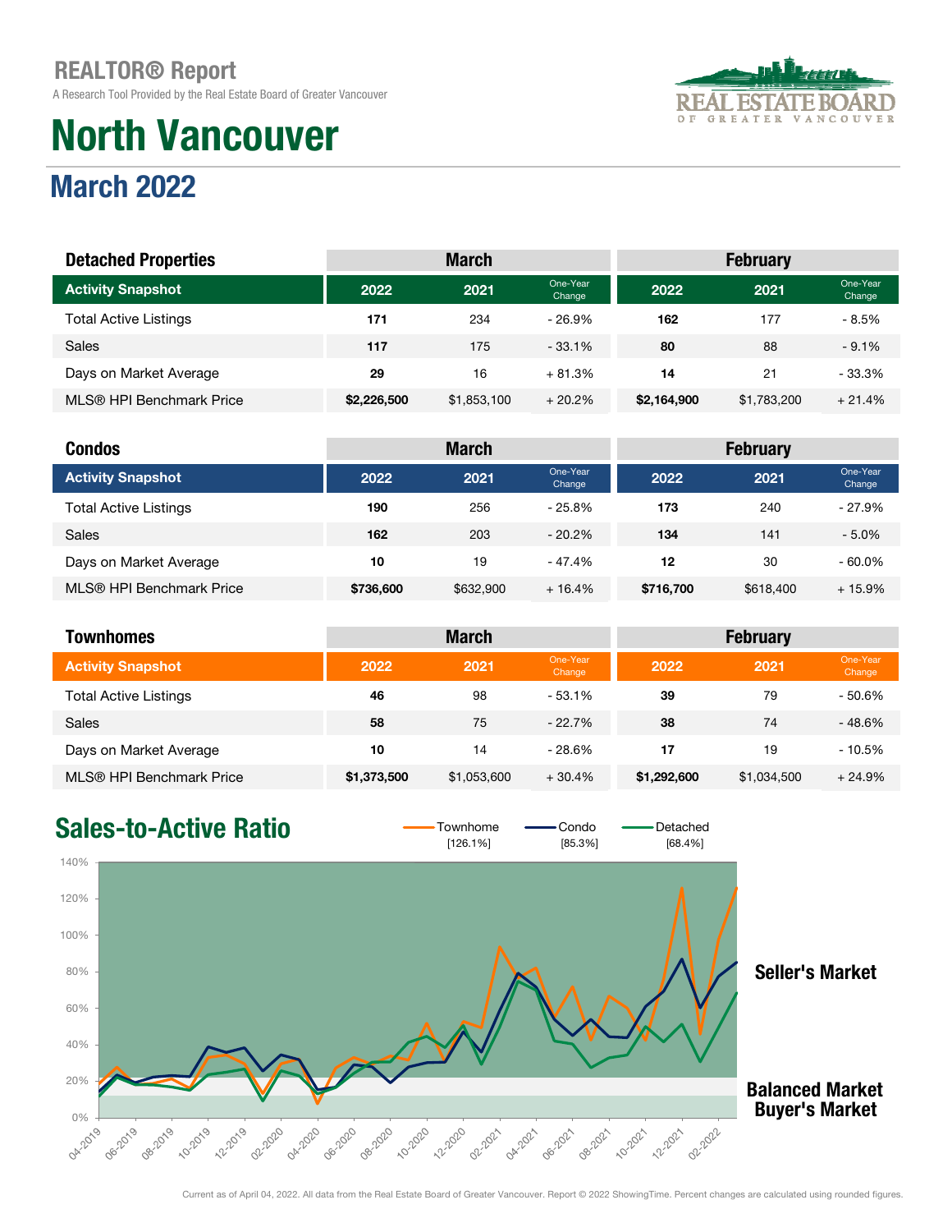# REALTOR® Report

A Research Tool Provided by the Real Estate Board of Greater Vancouver

REAL ESTATE BOARD OF GREATER VANCOUVER

# North Vancouver

## March 2022

| Detached Properties | March | | | February | | |
|---|---|---|---|---|---|---|
| Activity Snapshot | 2022 | 2021 | One-Year Change | 2022 | 2021 | One-Year Change |
| Total Active Listings | 171 | 234 | - 26.9% | 162 | 177 | - 8.5% |
| Sales | 117 | 175 | - 33.1% | 80 | 88 | - 9.1% |
| Days on Market Average | 29 | 16 | + 81.3% | 14 | 21 | - 33.3% |
| MLS® HPI Benchmark Price | $2,226,500 | $1,853,100 | + 20.2% | $2,164,900 | $1,783,200 | + 21.4% |

| Condos | March | | | February | | |
|---|---|---|---|---|---|---|
| Activity Snapshot | 2022 | 2021 | One-Year Change | 2022 | 2021 | One-Year Change |
| Total Active Listings | 190 | 256 | - 25.8% | 173 | 240 | - 27.9% |
| Sales | 162 | 203 | - 20.2% | 134 | 141 | - 5.0% |
| Days on Market Average | 10 | 19 | - 47.4% | 12 | 30 | - 60.0% |
| MLS® HPI Benchmark Price | $736,600 | $632,900 | + 16.4% | $716,700 | $618,400 | + 15.9% |

| Townhomes | March | | | February | | |
|---|---|---|---|---|---|---|
| Activity Snapshot | 2022 | 2021 | One-Year Change | 2022 | 2021 | One-Year Change |
| Total Active Listings | 46 | 98 | - 53.1% | 39 | 79 | - 50.6% |
| Sales | 58 | 75 | - 22.7% | 38 | 74 | - 48.6% |
| Days on Market Average | 10 | 14 | - 28.6% | 17 | 19 | - 10.5% |
| MLS® HPI Benchmark Price | $1,373,500 | $1,053,600 | + 30.4% | $1,292,600 | $1,034,500 | + 24.9% |

## Sales-to-Active Ratio

Townhome [126.1%]
Condo [85.3%]
Detached [68.4%]

140%
120%
100%
80%
60%
40%
20%
0%

04-2019 06-2019 08-2019 10-2019 12-2019 02-2020 04-2020 06-2020 08-2020 10-2020 12-2020 02-2021 04-2021 06-2021 08-2021 10-2021 12-2021 02-2022

Seller's Market

Balanced Market

Buyer's Market

Current as of April 04, 2022. All data from the Real Estate Board of Greater Vancouver. Report © 2022 ShowingTime. Percent changes are calculated using rounded figures.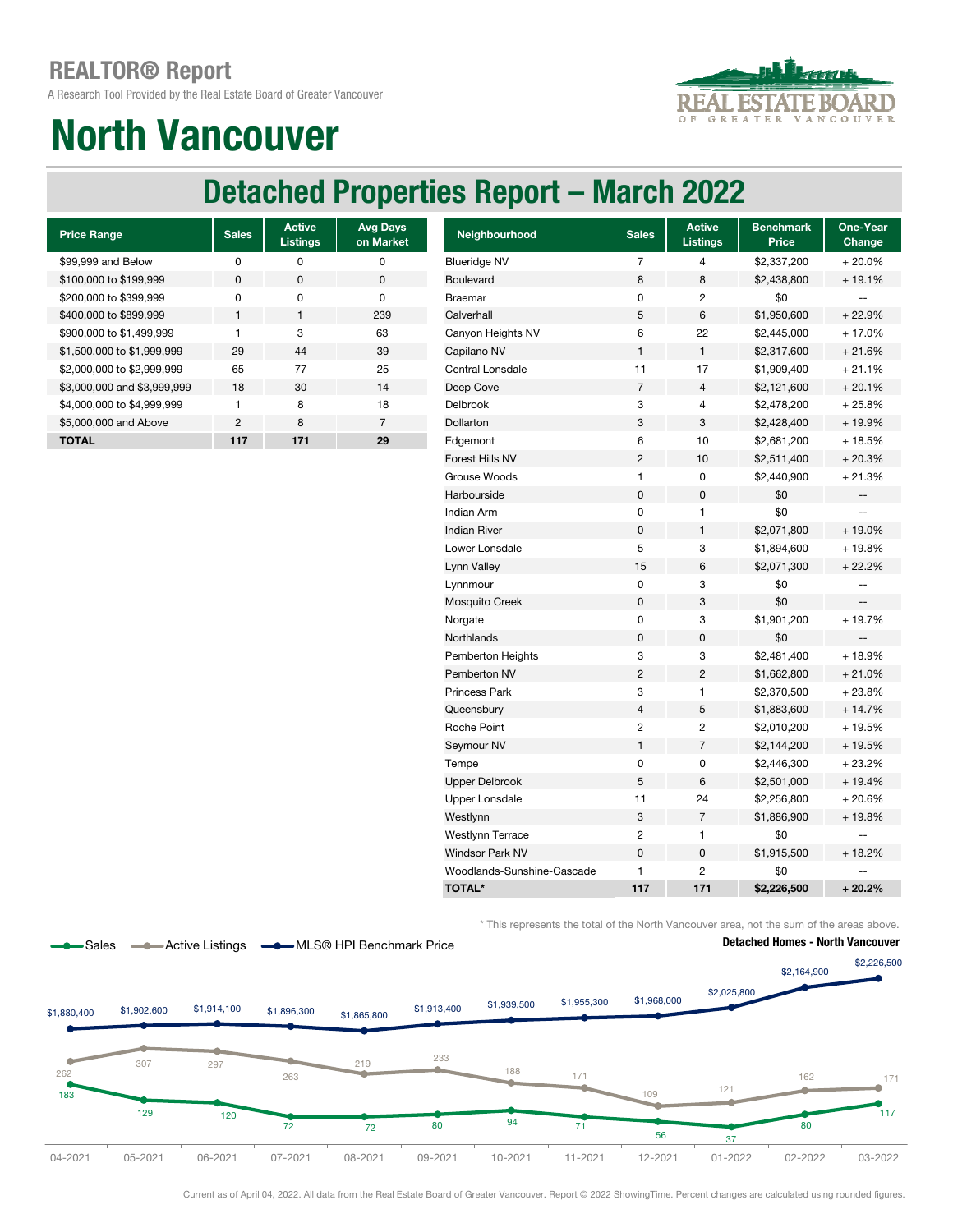# REALTOR® Report

A Research Tool Provided by the Real Estate Board of Greater Vancouver

# North Vancouver

## Detached Properties Report – March 2022

| Price Range | Sales | Active Listings | Avg Days on Market |
|---|---|---|---|
| $99,999 and Below | 0 | 0 | 0 |
| $100,000 to $199,999 | 0 | 0 | 0 |
| $200,000 to $399,999 | 0 | 0 | 0 |
| $400,000 to $899,999 | 1 | 1 | 239 |
| $900,000 to $1,499,999 | 1 | 3 | 63 |
| $1,500,000 to $1,999,999 | 29 | 44 | 39 |
| $2,000,000 to $2,999,999 | 65 | 77 | 25 |
| $3,000,000 and $3,999,999 | 18 | 30 | 14 |
| $4,000,000 to $4,999,999 | 1 | 8 | 18 |
| $5,000,000 and Above | 2 | 8 | 7 |
| **TOTAL** | **117** | **171** | **29** |

| Neighbourhood | Sales | Active Listings | Benchmark Price | One-Year Change |
|---|---|---|---|---|
| Blueridge NV | 7 | 4 | $2,337,200 | + 20.0% |
| Boulevard | 8 | 8 | $2,438,800 | + 19.1% |
| Braemar | 0 | 2 | $0 | -- |
| Calverhall | 5 | 6 | $1,950,600 | + 22.9% |
| Canyon Heights NV | 6 | 22 | $2,445,000 | + 17.0% |
| Capilano NV | 1 | 1 | $2,317,600 | + 21.6% |
| Central Lonsdale | 11 | 17 | $1,909,400 | + 21.1% |
| Deep Cove | 7 | 4 | $2,121,600 | + 20.1% |
| Delbrook | 3 | 4 | $2,478,200 | + 25.8% |
| Dollarton | 3 | 3 | $2,428,400 | + 19.9% |
| Edgemont | 6 | 10 | $2,681,200 | + 18.5% |
| Forest Hills NV | 2 | 10 | $2,511,400 | + 20.3% |
| Grouse Woods | 1 | 0 | $2,440,900 | + 21.3% |
| Harbourside | 0 | 0 | $0 | -- |
| Indian Arm | 0 | 1 | $0 | -- |
| Indian River | 0 | 1 | $2,071,800 | + 19.0% |
| Lower Lonsdale | 5 | 3 | $1,894,600 | + 19.8% |
| Lynn Valley | 15 | 6 | $2,071,300 | + 22.2% |
| Lynnmour | 0 | 3 | $0 | -- |
| Mosquito Creek | 0 | 3 | $0 | -- |
| Norgate | 0 | 3 | $1,901,200 | + 19.7% |
| Northlands | 0 | 0 | $0 | -- |
| Pemberton Heights | 3 | 3 | $2,481,400 | + 18.9% |
| Pemberton NV | 2 | 2 | $1,662,800 | + 21.0% |
| Princess Park | 3 | 1 | $2,370,500 | + 23.8% |
| Queensbury | 4 | 5 | $1,883,600 | + 14.7% |
| Roche Point | 2 | 2 | $2,010,200 | + 19.5% |
| Seymour NV | 1 | 7 | $2,144,200 | + 19.5% |
| Tempe | 0 | 0 | $2,446,300 | + 23.2% |
| Upper Delbrook | 5 | 6 | $2,501,000 | + 19.4% |
| Upper Lonsdale | 11 | 24 | $2,256,800 | + 20.6% |
| Westlynn | 3 | 7 | $1,886,900 | + 19.8% |
| Westlynn Terrace | 2 | 1 | $0 | -- |
| Windsor Park NV | 0 | 0 | $1,915,500 | + 18.2% |
| Woodlands-Sunshine-Cascade | 1 | 2 | $0 | -- |
| **TOTAL*** | **117** | **171** | **$2,226,500** | **+ 20.2%** |

\* This represents the total of the North Vancouver area, not the sum of the areas above.

**Detached Homes - North Vancouver**

Sales — Active Listings — MLS® HPI Benchmark Price

$1,880,400 $1,902,600 $1,914,100 $1,896,300 $1,865,800 $1,913,400 $1,939,500 $1,955,300 $1,968,000 $2,025,800 $2,164,900 $2,226,500

262 307 297 263 219 233 188 171 109 121 162 171

183 129 120 72 72 80 94 71 56 37 80 117

04-2021 05-2021 06-2021 07-2021 08-2021 09-2021 10-2021 11-2021 12-2021 01-2022 02-2022 03-2022

Current as of April 04, 2022. All data from the Real Estate Board of Greater Vancouver. Report © 2022 ShowingTime. Percent changes are calculated using rounded figures.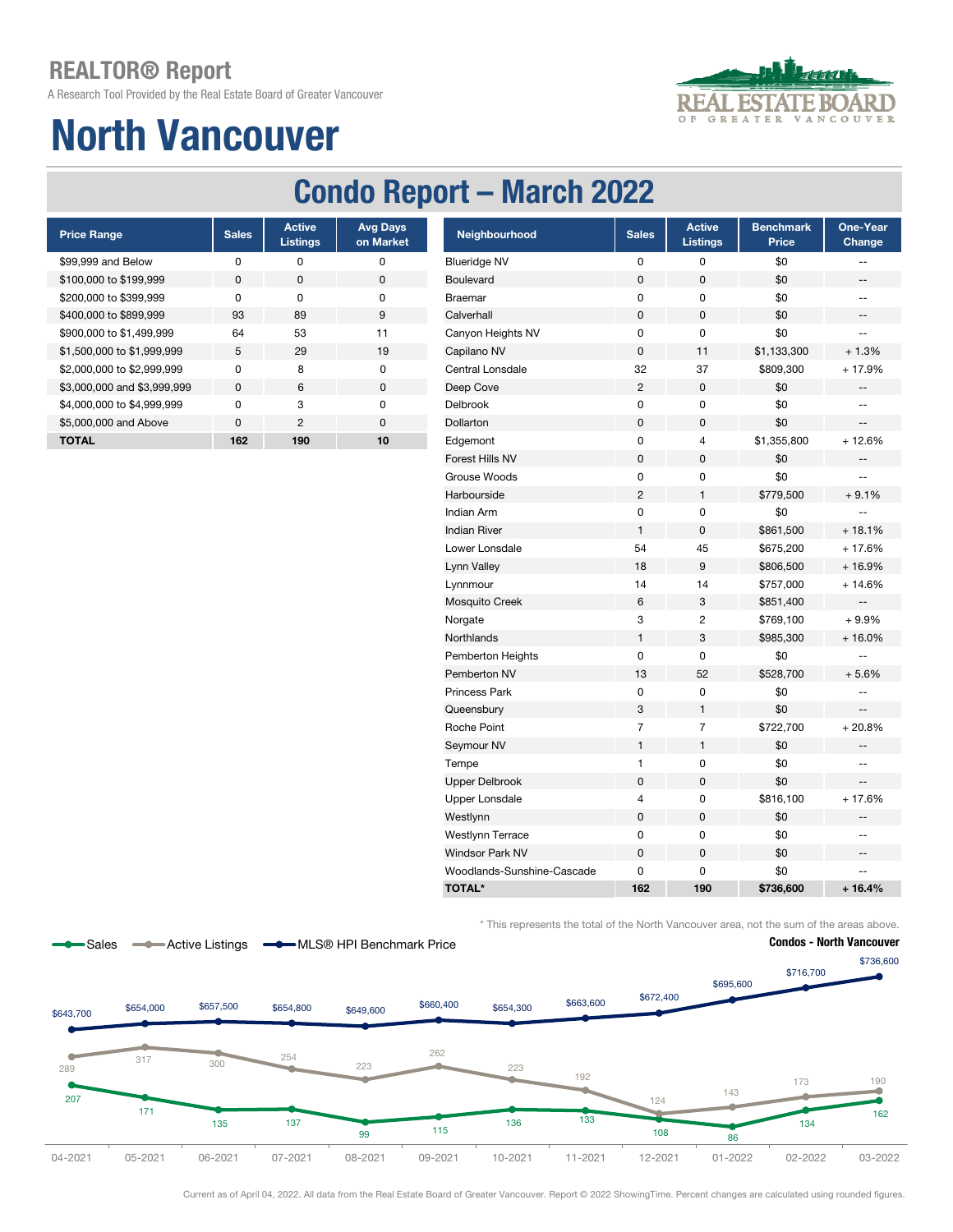# REALTOR® Report

A Research Tool Provided by the Real Estate Board of Greater Vancouver

# North Vancouver

## Condo Report – March 2022

| Price Range | Sales | Active Listings | Avg Days on Market |
|---|---|---|---|
| $99,999 and Below | 0 | 0 | 0 |
| $100,000 to $199,999 | 0 | 0 | 0 |
| $200,000 to $399,999 | 0 | 0 | 0 |
| $400,000 to $899,999 | 93 | 89 | 9 |
| $900,000 to $1,499,999 | 64 | 53 | 11 |
| $1,500,000 to $1,999,999 | 5 | 29 | 19 |
| $2,000,000 to $2,999,999 | 0 | 8 | 0 |
| $3,000,000 and $3,999,999 | 0 | 6 | 0 |
| $4,000,000 to $4,999,999 | 0 | 3 | 0 |
| $5,000,000 and Above | 0 | 2 | 0 |
| **TOTAL** | **162** | **190** | **10** |

| Neighbourhood | Sales | Active Listings | Benchmark Price | One-Year Change |
|---|---|---|---|---|
| Blueridge NV | 0 | 0 | $0 | -- |
| Boulevard | 0 | 0 | $0 | -- |
| Braemar | 0 | 0 | $0 | -- |
| Calverhall | 0 | 0 | $0 | -- |
| Canyon Heights NV | 0 | 0 | $0 | -- |
| Capilano NV | 0 | 11 | $1,133,300 | + 1.3% |
| Central Lonsdale | 32 | 37 | $809,300 | + 17.9% |
| Deep Cove | 2 | 0 | $0 | -- |
| Delbrook | 0 | 0 | $0 | -- |
| Dollarton | 0 | 0 | $0 | -- |
| Edgemont | 0 | 4 | $1,355,800 | + 12.6% |
| Forest Hills NV | 0 | 0 | $0 | -- |
| Grouse Woods | 0 | 0 | $0 | -- |
| Harbourside | 2 | 1 | $779,500 | + 9.1% |
| Indian Arm | 0 | 0 | $0 | -- |
| Indian River | 1 | 0 | $861,500 | + 18.1% |
| Lower Lonsdale | 54 | 45 | $675,200 | + 17.6% |
| Lynn Valley | 18 | 9 | $806,500 | + 16.9% |
| Lynnmour | 14 | 14 | $757,000 | + 14.6% |
| Mosquito Creek | 6 | 3 | $851,400 | -- |
| Norgate | 3 | 2 | $769,100 | + 9.9% |
| Northlands | 1 | 3 | $985,300 | + 16.0% |
| Pemberton Heights | 0 | 0 | $0 | -- |
| Pemberton NV | 13 | 52 | $528,700 | + 5.6% |
| Princess Park | 0 | 0 | $0 | -- |
| Queensbury | 3 | 1 | $0 | -- |
| Roche Point | 7 | 7 | $722,700 | + 20.8% |
| Seymour NV | 1 | 1 | $0 | -- |
| Tempe | 1 | 0 | $0 | -- |
| Upper Delbrook | 0 | 0 | $0 | -- |
| Upper Lonsdale | 4 | 0 | $816,100 | + 17.6% |
| Westlynn | 0 | 0 | $0 | -- |
| Westlynn Terrace | 0 | 0 | $0 | -- |
| Windsor Park NV | 0 | 0 | $0 | -- |
| Woodlands-Sunshine-Cascade | 0 | 0 | $0 | -- |
| **TOTAL*** | **162** | **190** | **$736,600** | **+ 16.4%** |

* This represents the total of the North Vancouver area, not the sum of the areas above.

Sales — Active Listings — MLS® HPI Benchmark Price

**Condos - North Vancouver**

$643,700 $654,000 $657,500 $654,800 $649,600 $660,400 $654,300 $663,600 $672,400 $695,600 $716,700 $736,600

289 317 300 254 223 262 223 192 124 143 173 190

207 171 135 137 99 115 136 133 108 86 134 162

04-2021 05-2021 06-2021 07-2021 08-2021 09-2021 10-2021 11-2021 12-2021 01-2022 02-2022 03-2022

Current as of April 04, 2022. All data from the Real Estate Board of Greater Vancouver. Report © 2022 ShowingTime. Percent changes are calculated using rounded figures.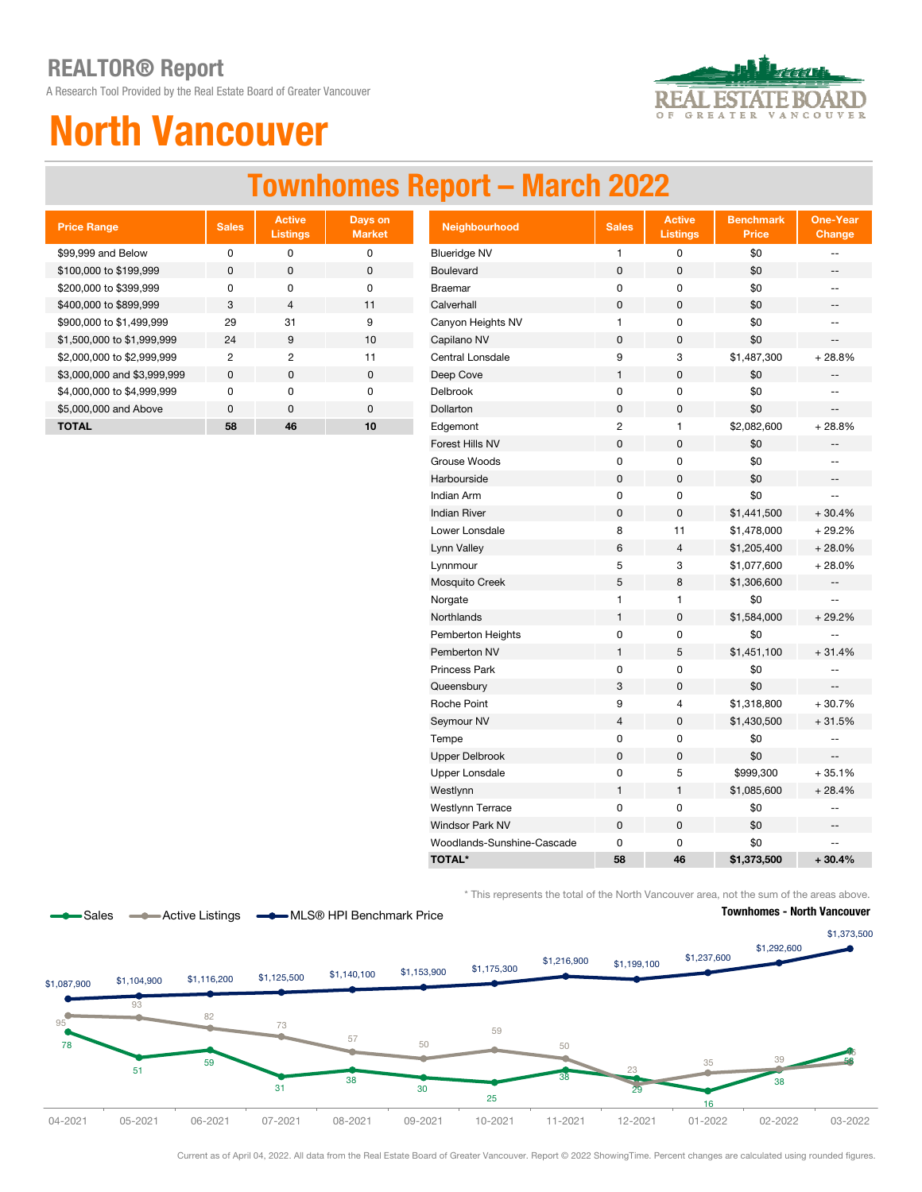# REALTOR® Report

A Research Tool Provided by the Real Estate Board of Greater Vancouver

# North Vancouver

## Townhomes Report – March 2022

| Price Range | Sales | Active Listings | Days on Market |
|---|---|---|---|
| $99,999 and Below | 0 | 0 | 0 |
| $100,000 to $199,999 | 0 | 0 | 0 |
| $200,000 to $399,999 | 0 | 0 | 0 |
| $400,000 to $899,999 | 3 | 4 | 11 |
| $900,000 to $1,499,999 | 29 | 31 | 9 |
| $1,500,000 to $1,999,999 | 24 | 9 | 10 |
| $2,000,000 to $2,999,999 | 2 | 2 | 11 |
| $3,000,000 and $3,999,999 | 0 | 0 | 0 |
| $4,000,000 to $4,999,999 | 0 | 0 | 0 |
| $5,000,000 and Above | 0 | 0 | 0 |
| **TOTAL** | **58** | **46** | **10** |

| Neighbourhood | Sales | Active Listings | Benchmark Price | One-Year Change |
|---|---|---|---|---|
| Blueridge NV | 1 | 0 | $0 | -- |
| Boulevard | 0 | 0 | $0 | -- |
| Braemar | 0 | 0 | $0 | -- |
| Calverhall | 0 | 0 | $0 | -- |
| Canyon Heights NV | 1 | 0 | $0 | -- |
| Capilano NV | 0 | 0 | $0 | -- |
| Central Lonsdale | 9 | 3 | $1,487,300 | + 28.8% |
| Deep Cove | 1 | 0 | $0 | -- |
| Delbrook | 0 | 0 | $0 | -- |
| Dollarton | 0 | 0 | $0 | -- |
| Edgemont | 2 | 1 | $2,082,600 | + 28.8% |
| Forest Hills NV | 0 | 0 | $0 | -- |
| Grouse Woods | 0 | 0 | $0 | -- |
| Harbourside | 0 | 0 | $0 | -- |
| Indian Arm | 0 | 0 | $0 | -- |
| Indian River | 0 | 0 | $1,441,500 | + 30.4% |
| Lower Lonsdale | 8 | 11 | $1,478,000 | + 29.2% |
| Lynn Valley | 6 | 4 | $1,205,400 | + 28.0% |
| Lynnmour | 5 | 3 | $1,077,600 | + 28.0% |
| Mosquito Creek | 5 | 8 | $1,306,600 | -- |
| Norgate | 1 | 1 | $0 | -- |
| Northlands | 1 | 0 | $1,584,000 | + 29.2% |
| Pemberton Heights | 0 | 0 | $0 | -- |
| Pemberton NV | 1 | 5 | $1,451,100 | + 31.4% |
| Princess Park | 0 | 0 | $0 | -- |
| Queensbury | 3 | 0 | $0 | -- |
| Roche Point | 9 | 4 | $1,318,800 | + 30.7% |
| Seymour NV | 4 | 0 | $1,430,500 | + 31.5% |
| Tempe | 0 | 0 | $0 | -- |
| Upper Delbrook | 0 | 0 | $0 | -- |
| Upper Lonsdale | 0 | 5 | $999,300 | + 35.1% |
| Westlynn | 1 | 1 | $1,085,600 | + 28.4% |
| Westlynn Terrace | 0 | 0 | $0 | -- |
| Windsor Park NV | 0 | 0 | $0 | -- |
| Woodlands-Sunshine-Cascade | 0 | 0 | $0 | -- |
| **TOTAL*** | **58** | **46** | **$1,373,500** | **+ 30.4%** |

\* This represents the total of the North Vancouver area, not the sum of the areas above.

**Townhomes - North Vancouver**

Sales — Active Listings — MLS® HPI Benchmark Price

$1,087,900 $1,104,900 $1,116,200 $1,125,500 $1,140,100 $1,153,900 $1,175,300 $1,216,900 $1,199,100 $1,237,600 $1,292,600 $1,373,500

95 93 82 73 57 50 59 50 23 35 39 46

78 51 59 31 38 30 25 38 29 16 38 58

04-2021 05-2021 06-2021 07-2021 08-2021 09-2021 10-2021 11-2021 12-2021 01-2022 02-2022 03-2022

Current as of April 04, 2022. All data from the Real Estate Board of Greater Vancouver. Report © 2022 ShowingTime. Percent changes are calculated using rounded figures.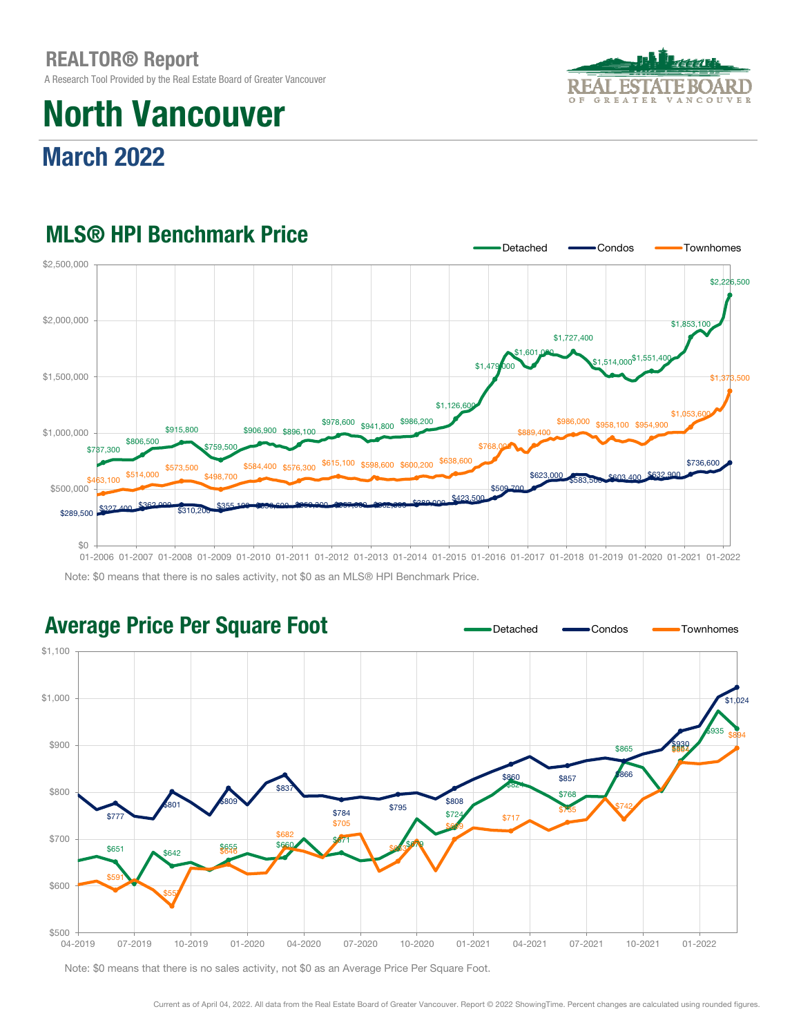# REALTOR® Report

A Research Tool Provided by the Real Estate Board of Greater Vancouver

REAL ESTATE BOARD OF GREATER VANCOUVER

# North Vancouver

## March 2022

## MLS® HPI Benchmark Price

Detached | Condos | Townhomes

$2,226,500
$1,853,100
$1,727,400
$1,601,000
$1,479,000
$1,514,000
$1,551,400
$1,126,600
$986,200
$978,600
$941,800
$915,800
$906,900
$896,100
$806,500
$759,500
$737,300
$1,373,500
$1,053,600
$986,000
$958,100
$954,900
$889,400
$768,000
$638,600
$615,100
$598,600
$600,200
$584,400
$576,300
$573,500
$514,000
$498,700
$463,100
$736,600
$623,000
$583,500
$603,400
$632,900
$509,700
$423,500
$289,500
$327,400
$362,000
$310,200
$355,100

$0 – $2,500,000

01-2006 01-2007 01-2008 01-2009 01-2010 01-2011 01-2012 01-2013 01-2014 01-2015 01-2016 01-2017 01-2018 01-2019 01-2020 01-2021 01-2022

Note: $0 means that there is no sales activity, not $0 as an MLS® HPI Benchmark Price.

## Average Price Per Square Foot

Detached | Condos | Townhomes

$1,024
$935
$894
$930
$865
$866
$860
$857
$837
$809
$808
$801
$795
$784
$777
$768
$742
$735
$724
$717
$705
$682
$671
$660
$655
$651
$646
$642
$591

$500 – $1,100

04-2019 07-2019 10-2019 01-2020 04-2020 07-2020 10-2020 01-2021 04-2021 07-2021 10-2021 01-2022

Note: $0 means that there is no sales activity, not $0 as an Average Price Per Square Foot.

Current as of April 04, 2022. All data from the Real Estate Board of Greater Vancouver. Report © 2022 ShowingTime. Percent changes are calculated using rounded figures.